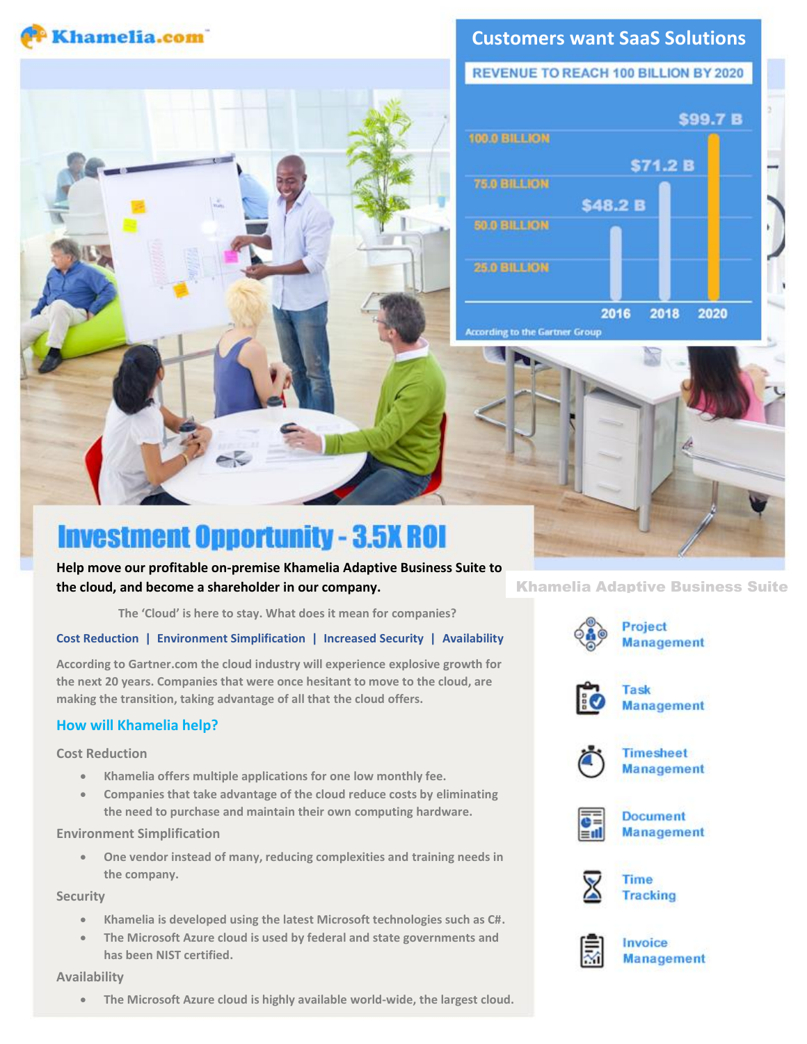Khamelia.com

## Customers want SaaS Solutions

REVENUE TO REACH 100 BILLION BY 2020

| Year | Revenue |
| --- | --- |
| 2016 | $48.2 B |
| 2018 | $71.2 B |
| 2020 | $99.7 B |

According to the Gartner Group

# Investment Opportunity - 3.5X ROI

**Help move our profitable on-premise Khamelia Adaptive Business Suite to the cloud, and become a shareholder in our company.**

The 'Cloud' is here to stay. What does it mean for companies?

**Cost Reduction | Environment Simplification | Increased Security | Availability**

According to Gartner.com the cloud industry will experience explosive growth for the next 20 years. Companies that were once hesitant to move to the cloud, are making the transition, taking advantage of all that the cloud offers.

## How will Khamelia help?

### Cost Reduction

- Khamelia offers multiple applications for one low monthly fee.
- Companies that take advantage of the cloud reduce costs by eliminating the need to purchase and maintain their own computing hardware.

### Environment Simplification

- One vendor instead of many, reducing complexities and training needs in the company.

### Security

- Khamelia is developed using the latest Microsoft technologies such as C#.
- The Microsoft Azure cloud is used by federal and state governments and has been NIST certified.

### Availability

- The Microsoft Azure cloud is highly available world-wide, the largest cloud.

## Khamelia Adaptive Business Suite

- Project Management
- Task Management
- Timesheet Management
- Document Management
- Time Tracking
- Invoice Management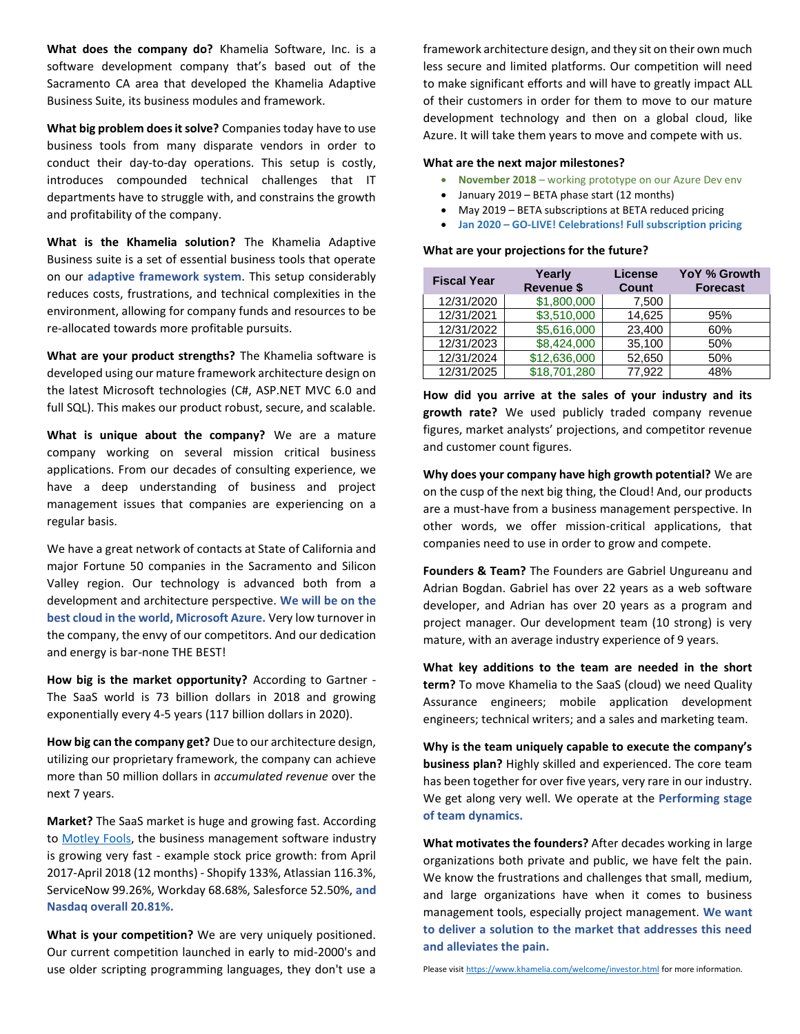**What does the company do?** Khamelia Software, Inc. is a software development company that's based out of the Sacramento CA area that developed the Khamelia Adaptive Business Suite, its business modules and framework.

**What big problem does it solve?** Companies today have to use business tools from many disparate vendors in order to conduct their day-to-day operations. This setup is costly, introduces compounded technical challenges that IT departments have to struggle with, and constrains the growth and profitability of the company.

**What is the Khamelia solution?** The Khamelia Adaptive Business suite is a set of essential business tools that operate on our **adaptive framework system**. This setup considerably reduces costs, frustrations, and technical complexities in the environment, allowing for company funds and resources to be re-allocated towards more profitable pursuits.

**What are your product strengths?** The Khamelia software is developed using our mature framework architecture design on the latest Microsoft technologies (C#, ASP.NET MVC 6.0 and full SQL). This makes our product robust, secure, and scalable.

**What is unique about the company?** We are a mature company working on several mission critical business applications. From our decades of consulting experience, we have a deep understanding of business and project management issues that companies are experiencing on a regular basis.

We have a great network of contacts at State of California and major Fortune 50 companies in the Sacramento and Silicon Valley region. Our technology is advanced both from a development and architecture perspective. **We will be on the best cloud in the world, Microsoft Azure.** Very low turnover in the company, the envy of our competitors. And our dedication and energy is bar-none THE BEST!

**How big is the market opportunity?** According to Gartner - The SaaS world is 73 billion dollars in 2018 and growing exponentially every 4-5 years (117 billion dollars in 2020).

**How big can the company get?** Due to our architecture design, utilizing our proprietary framework, the company can achieve more than 50 million dollars in *accumulated revenue* over the next 7 years.

**Market?** The SaaS market is huge and growing fast. According to Motley Fools, the business management software industry is growing very fast - example stock price growth: from April 2017-April 2018 (12 months) - Shopify 133%, Atlassian 116.3%, ServiceNow 99.26%, Workday 68.68%, Salesforce 52.50%, **and Nasdaq overall 20.81%.**

**What is your competition?** We are very uniquely positioned. Our current competition launched in early to mid-2000's and use older scripting programming languages, they don't use a framework architecture design, and they sit on their own much less secure and limited platforms. Our competition will need to make significant efforts and will have to greatly impact ALL of their customers in order for them to move to our mature development technology and then on a global cloud, like Azure. It will take them years to move and compete with us.

**What are the next major milestones?**

- **November 2018** – working prototype on our Azure Dev env
- January 2019 – BETA phase start (12 months)
- May 2019 – BETA subscriptions at BETA reduced pricing
- **Jan 2020 – GO-LIVE! Celebrations! Full subscription pricing**

**What are your projections for the future?**

| Fiscal Year | Yearly Revenue $ | License Count | YoY % Growth Forecast |
|---|---|---|---|
| 12/31/2020 | $1,800,000 | 7,500 | |
| 12/31/2021 | $3,510,000 | 14,625 | 95% |
| 12/31/2022 | $5,616,000 | 23,400 | 60% |
| 12/31/2023 | $8,424,000 | 35,100 | 50% |
| 12/31/2024 | $12,636,000 | 52,650 | 50% |
| 12/31/2025 | $18,701,280 | 77,922 | 48% |

**How did you arrive at the sales of your industry and its growth rate?** We used publicly traded company revenue figures, market analysts' projections, and competitor revenue and customer count figures.

**Why does your company have high growth potential?** We are on the cusp of the next big thing, the Cloud! And, our products are a must-have from a business management perspective. In other words, we offer mission-critical applications, that companies need to use in order to grow and compete.

**Founders & Team?** The Founders are Gabriel Ungureanu and Adrian Bogdan. Gabriel has over 22 years as a web software developer, and Adrian has over 20 years as a program and project manager. Our development team (10 strong) is very mature, with an average industry experience of 9 years.

**What key additions to the team are needed in the short term?** To move Khamelia to the SaaS (cloud) we need Quality Assurance engineers; mobile application development engineers; technical writers; and a sales and marketing team.

**Why is the team uniquely capable to execute the company's business plan?** Highly skilled and experienced. The core team has been together for over five years, very rare in our industry. We get along very well. We operate at the **Performing stage of team dynamics.**

**What motivates the founders?** After decades working in large organizations both private and public, we have felt the pain. We know the frustrations and challenges that small, medium, and large organizations have when it comes to business management tools, especially project management. **We want to deliver a solution to the market that addresses this need and alleviates the pain.**

Please visit https://www.khamelia.com/welcome/investor.html for more information.